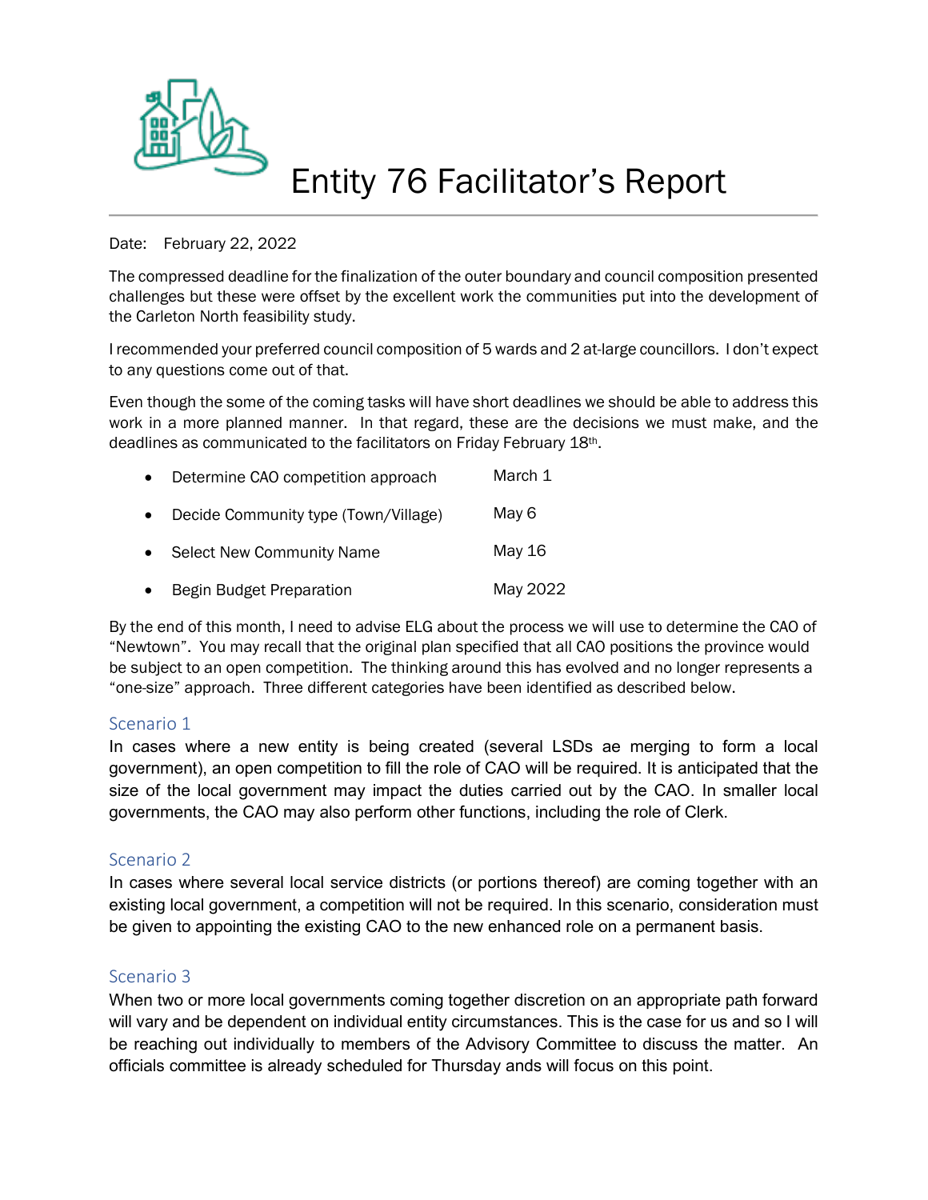# Entity 76 Facilitator's Report

Date: February 22, 2022

The compressed deadline for the finalization of the outer boundary and council composition presented challenges but these were offset by the excellent work the communities put into the development of the Carleton North feasibility study.

I recommended your preferred council composition of 5 wards and 2 at-large councillors. I don't expect to any questions come out of that.

Even though the some of the coming tasks will have short deadlines we should be able to address this work in a more planned manner. In that regard, these are the decisions we must make, and the deadlines as communicated to the facilitators on Friday February 18th.

- Determine CAO competition approach — March 1
- Decide Community type (Town/Village) — May 6
- Select New Community Name — May 16
- Begin Budget Preparation — May 2022

By the end of this month, I need to advise ELG about the process we will use to determine the CAO of "Newtown". You may recall that the original plan specified that all CAO positions the province would be subject to an open competition. The thinking around this has evolved and no longer represents a "one-size" approach. Three different categories have been identified as described below.

## Scenario 1

In cases where a new entity is being created (several LSDs ae merging to form a local government), an open competition to fill the role of CAO will be required. It is anticipated that the size of the local government may impact the duties carried out by the CAO. In smaller local governments, the CAO may also perform other functions, including the role of Clerk.

## Scenario 2

In cases where several local service districts (or portions thereof) are coming together with an existing local government, a competition will not be required. In this scenario, consideration must be given to appointing the existing CAO to the new enhanced role on a permanent basis.

## Scenario 3

When two or more local governments coming together discretion on an appropriate path forward will vary and be dependent on individual entity circumstances. This is the case for us and so I will be reaching out individually to members of the Advisory Committee to discuss the matter. An officials committee is already scheduled for Thursday ands will focus on this point.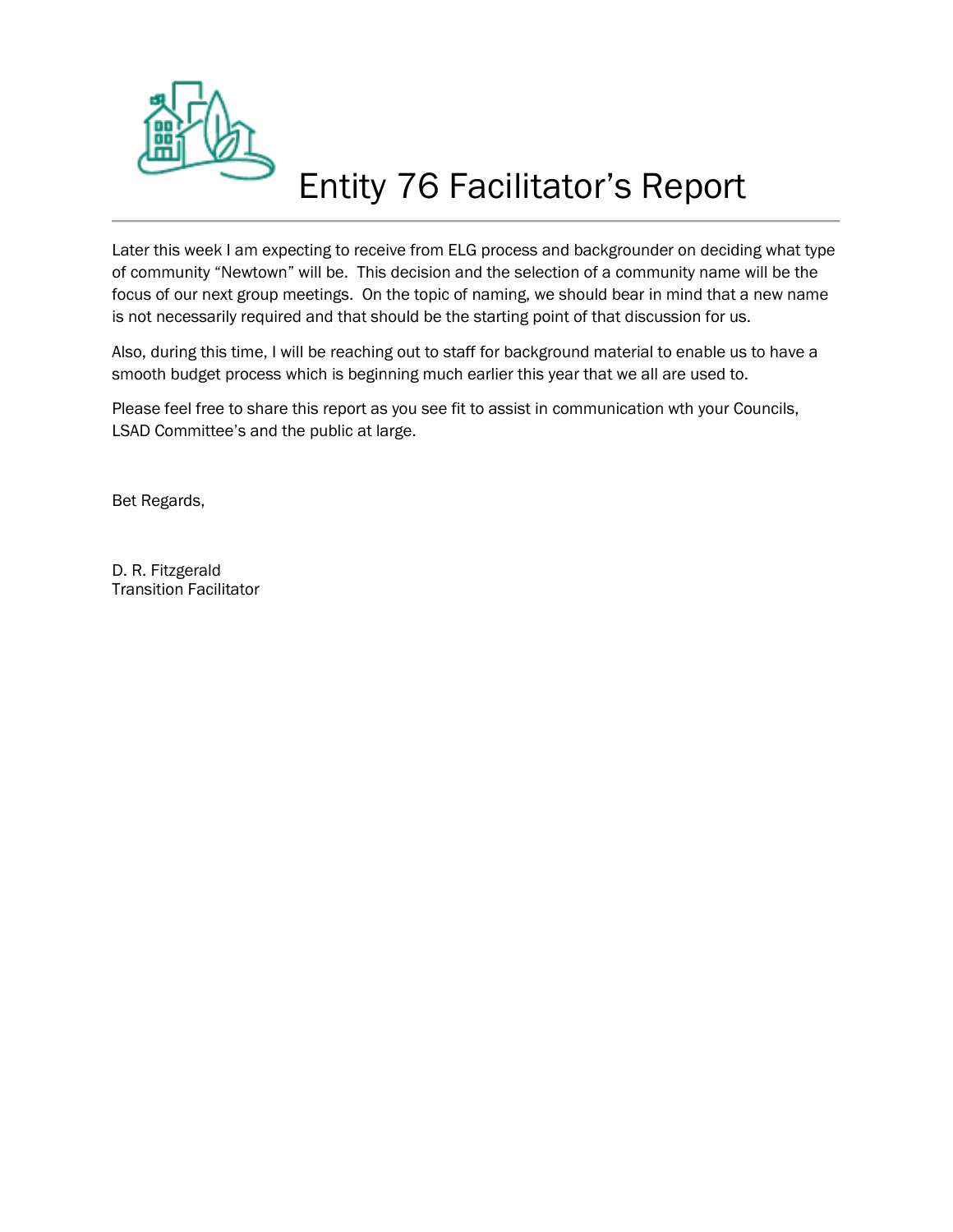# Entity 76 Facilitator's Report

Later this week I am expecting to receive from ELG process and backgrounder on deciding what type of community "Newtown" will be. This decision and the selection of a community name will be the focus of our next group meetings. On the topic of naming, we should bear in mind that a new name is not necessarily required and that should be the starting point of that discussion for us.

Also, during this time, I will be reaching out to staff for background material to enable us to have a smooth budget process which is beginning much earlier this year that we all are used to.

Please feel free to share this report as you see fit to assist in communication wth your Councils, LSAD Committee's and the public at large.

Bet Regards,

D. R. Fitzgerald
Transition Facilitator